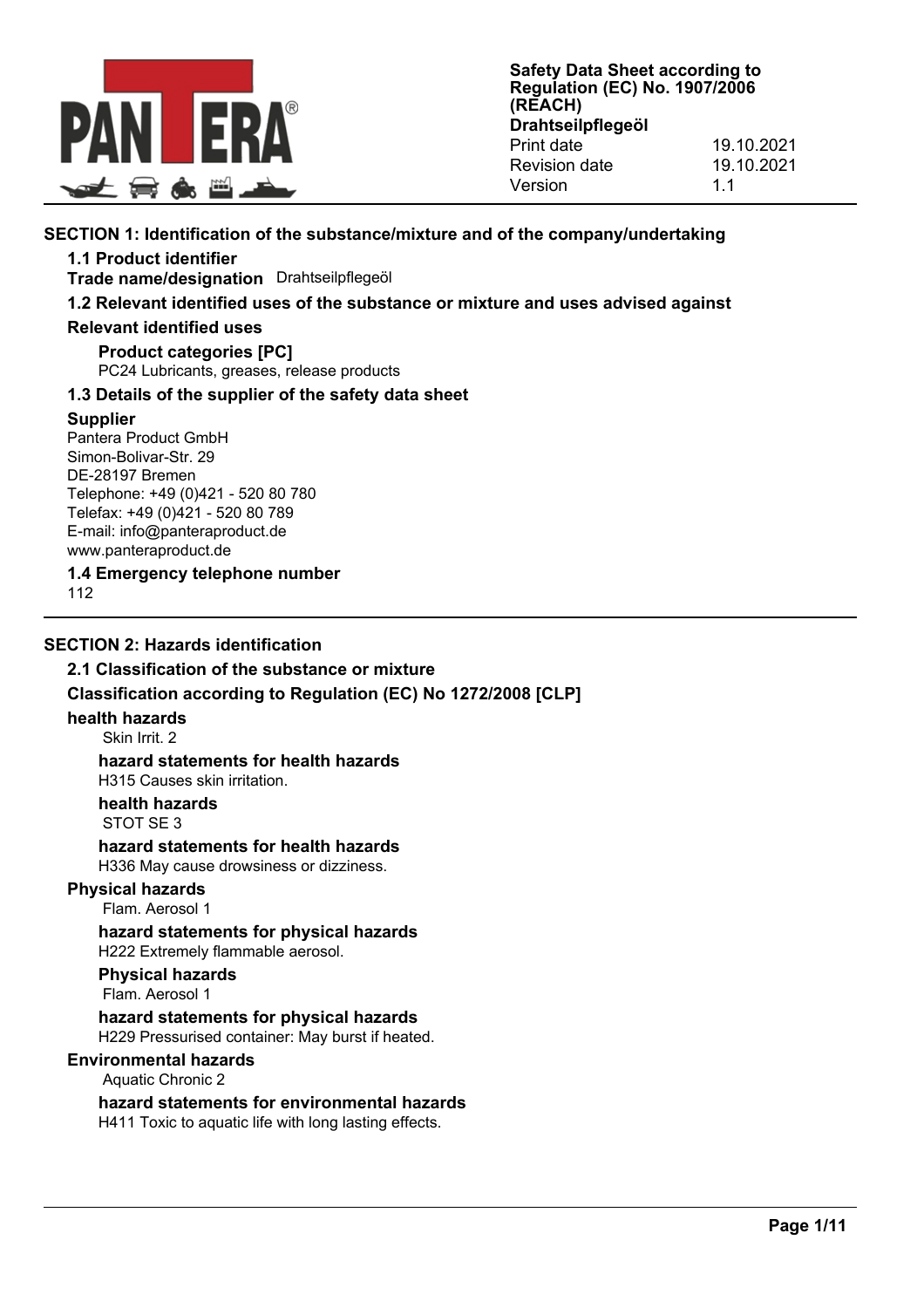**Safety Data Sheet according to Regulation (EC) No. 1907/2006 (REACH)**
**Drahtseilpflegeöl**

| | |
|---|---|
| Print date | 19.10.2021 |
| Revision date | 19.10.2021 |
| Version | 1.1 |

## SECTION 1: Identification of the substance/mixture and of the company/undertaking

### 1.1 Product identifier

**Trade name/designation** Drahtseilpflegeöl

### 1.2 Relevant identified uses of the substance or mixture and uses advised against

**Relevant identified uses**

**Product categories [PC]**
PC24 Lubricants, greases, release products

### 1.3 Details of the supplier of the safety data sheet

**Supplier**
Pantera Product GmbH
Simon-Bolivar-Str. 29
DE-28197 Bremen
Telephone: +49 (0)421 - 520 80 780
Telefax: +49 (0)421 - 520 80 789
E-mail: info@panteraproduct.de
www.panteraproduct.de

### 1.4 Emergency telephone number

112

## SECTION 2: Hazards identification

### 2.1 Classification of the substance or mixture

**Classification according to Regulation (EC) No 1272/2008 [CLP]**

**health hazards**
Skin Irrit. 2

**hazard statements for health hazards**
H315 Causes skin irritation.

**health hazards**
STOT SE 3

**hazard statements for health hazards**
H336 May cause drowsiness or dizziness.

**Physical hazards**
Flam. Aerosol 1

**hazard statements for physical hazards**
H222 Extremely flammable aerosol.

**Physical hazards**
Flam. Aerosol 1

**hazard statements for physical hazards**
H229 Pressurised container: May burst if heated.

**Environmental hazards**
Aquatic Chronic 2

**hazard statements for environmental hazards**
H411 Toxic to aquatic life with long lasting effects.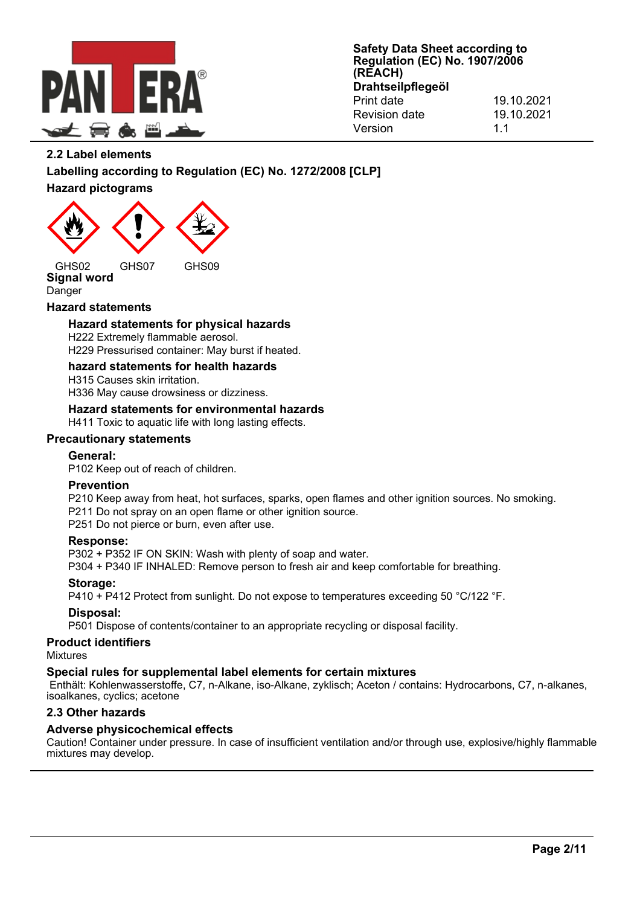## 2.2 Label elements

### Labelling according to Regulation (EC) No. 1272/2008 [CLP]

### Hazard pictograms

GHS02 GHS07 GHS09

**Signal word**

Danger

### Hazard statements

**Hazard statements for physical hazards**

H222 Extremely flammable aerosol.
H229 Pressurised container: May burst if heated.

**hazard statements for health hazards**

H315 Causes skin irritation.
H336 May cause drowsiness or dizziness.

**Hazard statements for environmental hazards**

H411 Toxic to aquatic life with long lasting effects.

### Precautionary statements

**General:**

P102 Keep out of reach of children.

**Prevention**

P210 Keep away from heat, hot surfaces, sparks, open flames and other ignition sources. No smoking.
P211 Do not spray on an open flame or other ignition source.
P251 Do not pierce or burn, even after use.

**Response:**

P302 + P352 IF ON SKIN: Wash with plenty of soap and water.
P304 + P340 IF INHALED: Remove person to fresh air and keep comfortable for breathing.

**Storage:**

P410 + P412 Protect from sunlight. Do not expose to temperatures exceeding 50 °C/122 °F.

**Disposal:**

P501 Dispose of contents/container to an appropriate recycling or disposal facility.

### Product identifiers

Mixtures

### Special rules for supplemental label elements for certain mixtures

Enthält: Kohlenwasserstoffe, C7, n-Alkane, iso-Alkane, zyklisch; Aceton / contains: Hydrocarbons, C7, n-alkanes, isoalkanes, cyclics; acetone

## 2.3 Other hazards

### Adverse physicochemical effects

Caution! Container under pressure. In case of insufficient ventilation and/or through use, explosive/highly flammable mixtures may develop.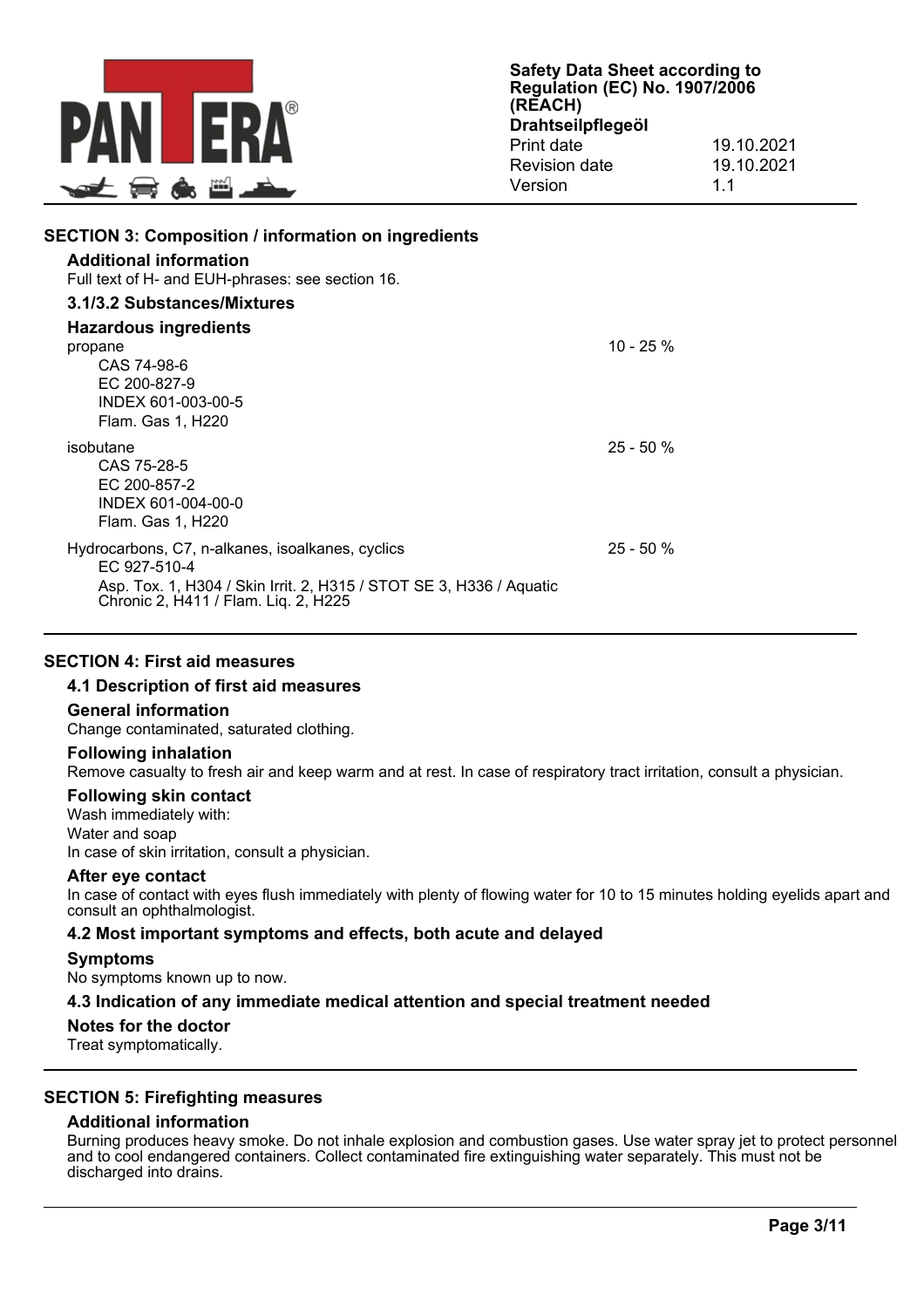## SECTION 3: Composition / information on ingredients

### Additional information

Full text of H- and EUH-phrases: see section 16.

### 3.1/3.2 Substances/Mixtures

### Hazardous ingredients

| Ingredient | Concentration |
|---|---|
| propane<br>CAS 74-98-6<br>EC 200-827-9<br>INDEX 601-003-00-5<br>Flam. Gas 1, H220 | 10 - 25 % |
| isobutane<br>CAS 75-28-5<br>EC 200-857-2<br>INDEX 601-004-00-0<br>Flam. Gas 1, H220 | 25 - 50 % |
| Hydrocarbons, C7, n-alkanes, isoalkanes, cyclics<br>EC 927-510-4<br>Asp. Tox. 1, H304 / Skin Irrit. 2, H315 / STOT SE 3, H336 / Aquatic Chronic 2, H411 / Flam. Liq. 2, H225 | 25 - 50 % |

## SECTION 4: First aid measures

### 4.1 Description of first aid measures

**General information**

Change contaminated, saturated clothing.

**Following inhalation**

Remove casualty to fresh air and keep warm and at rest. In case of respiratory tract irritation, consult a physician.

**Following skin contact**

Wash immediately with:

Water and soap

In case of skin irritation, consult a physician.

**After eye contact**

In case of contact with eyes flush immediately with plenty of flowing water for 10 to 15 minutes holding eyelids apart and consult an ophthalmologist.

### 4.2 Most important symptoms and effects, both acute and delayed

**Symptoms**

No symptoms known up to now.

### 4.3 Indication of any immediate medical attention and special treatment needed

**Notes for the doctor**

Treat symptomatically.

## SECTION 5: Firefighting measures

### Additional information

Burning produces heavy smoke. Do not inhale explosion and combustion gases. Use water spray jet to protect personnel and to cool endangered containers. Collect contaminated fire extinguishing water separately. This must not be discharged into drains.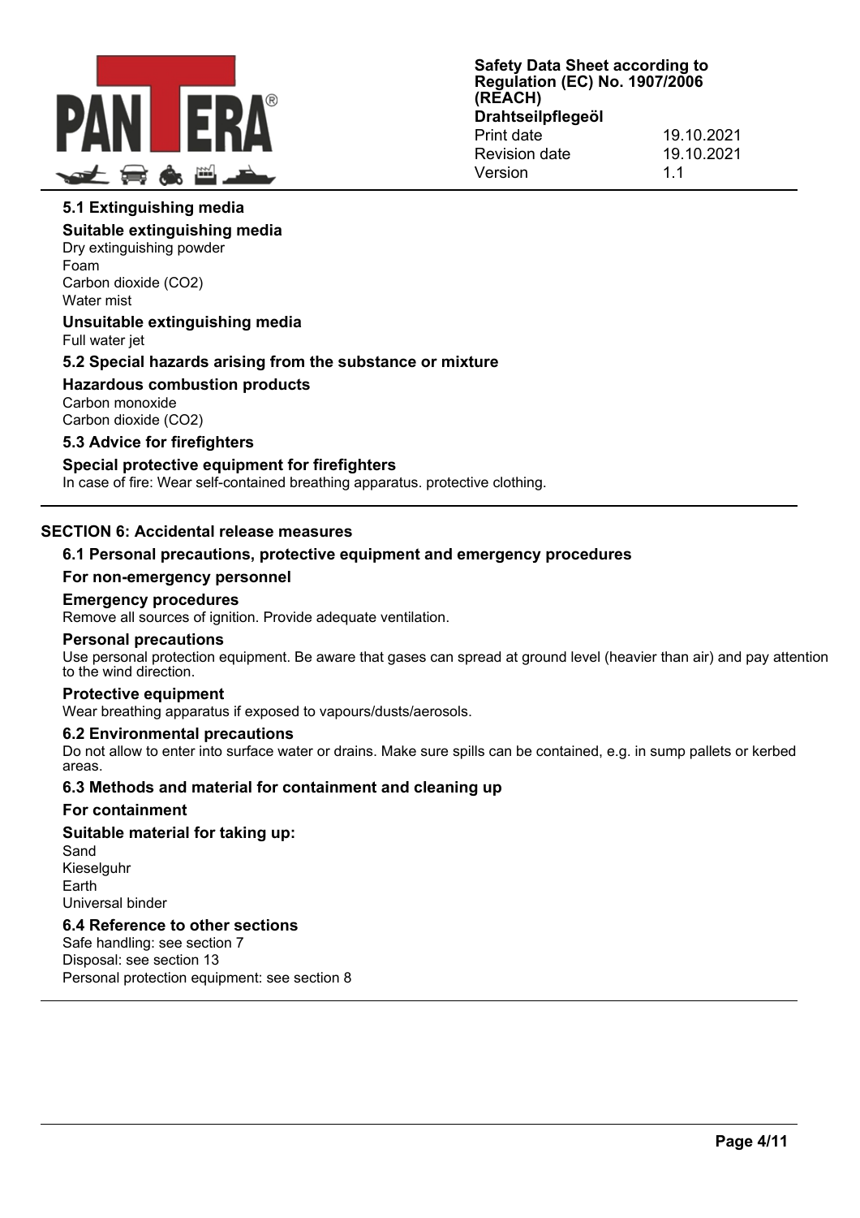### 5.1 Extinguishing media

#### Suitable extinguishing media

Dry extinguishing powder
Foam
Carbon dioxide ($CO_2$)
Water mist

#### Unsuitable extinguishing media

Full water jet

### 5.2 Special hazards arising from the substance or mixture

#### Hazardous combustion products

Carbon monoxide
Carbon dioxide ($CO_2$)

### 5.3 Advice for firefighters

#### Special protective equipment for firefighters

In case of fire: Wear self-contained breathing apparatus. protective clothing.

## SECTION 6: Accidental release measures

### 6.1 Personal precautions, protective equipment and emergency procedures

#### For non-emergency personnel

#### Emergency procedures

Remove all sources of ignition. Provide adequate ventilation.

#### Personal precautions

Use personal protection equipment. Be aware that gases can spread at ground level (heavier than air) and pay attention to the wind direction.

#### Protective equipment

Wear breathing apparatus if exposed to vapours/dusts/aerosols.

### 6.2 Environmental precautions

Do not allow to enter into surface water or drains. Make sure spills can be contained, e.g. in sump pallets or kerbed areas.

### 6.3 Methods and material for containment and cleaning up

#### For containment

#### Suitable material for taking up:

Sand
Kieselguhr
Earth
Universal binder

### 6.4 Reference to other sections

Safe handling: see section 7
Disposal: see section 13
Personal protection equipment: see section 8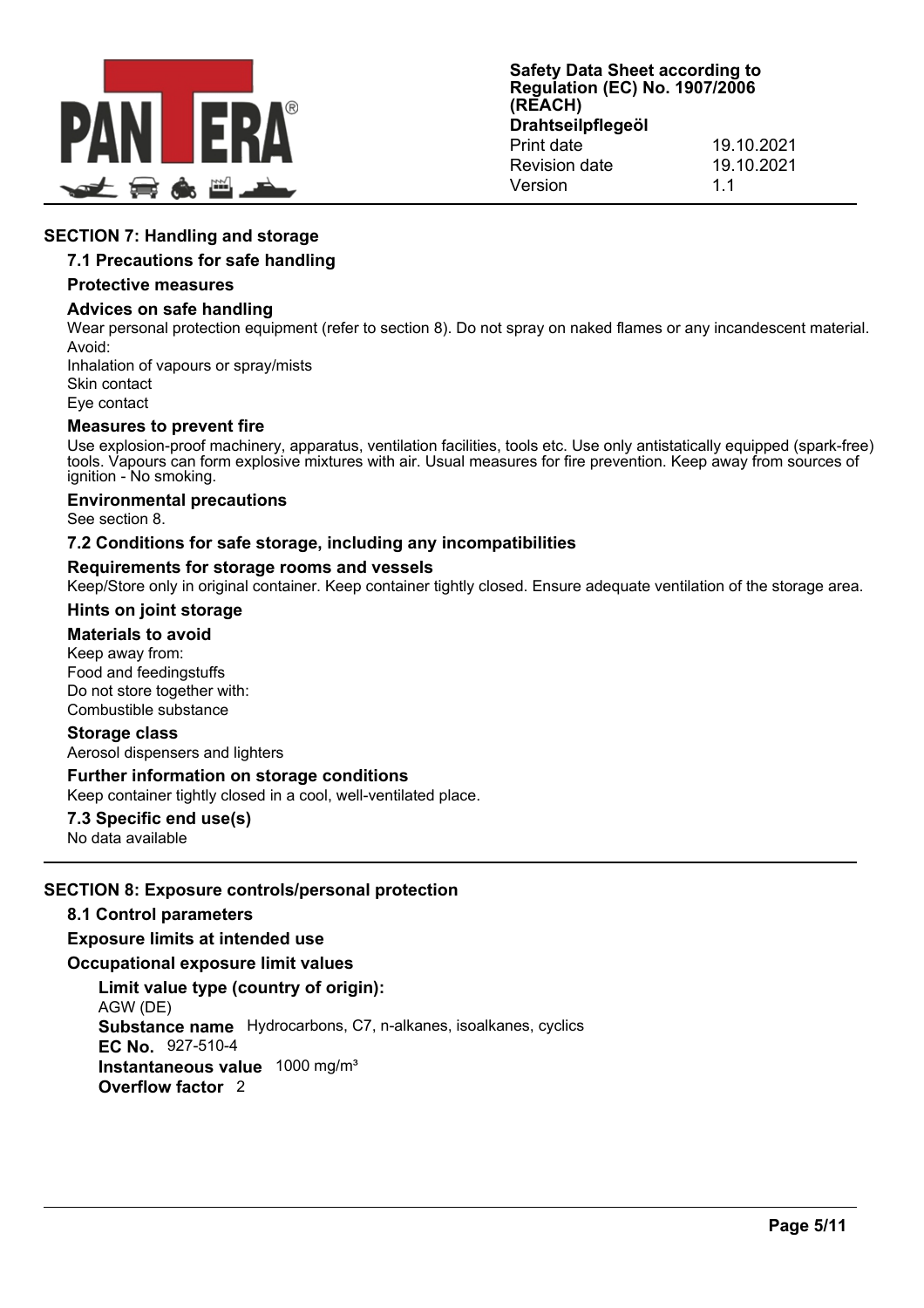## SECTION 7: Handling and storage

### 7.1 Precautions for safe handling

#### Protective measures

#### Advices on safe handling

Wear personal protection equipment (refer to section 8). Do not spray on naked flames or any incandescent material.
Avoid:
Inhalation of vapours or spray/mists
Skin contact
Eye contact

#### Measures to prevent fire

Use explosion-proof machinery, apparatus, ventilation facilities, tools etc. Use only antistatically equipped (spark-free) tools. Vapours can form explosive mixtures with air. Usual measures for fire prevention. Keep away from sources of ignition - No smoking.

#### Environmental precautions

See section 8.

### 7.2 Conditions for safe storage, including any incompatibilities

#### Requirements for storage rooms and vessels

Keep/Store only in original container. Keep container tightly closed. Ensure adequate ventilation of the storage area.

#### Hints on joint storage

#### Materials to avoid

Keep away from:
Food and feedingstuffs
Do not store together with:
Combustible substance

#### Storage class

Aerosol dispensers and lighters

#### Further information on storage conditions

Keep container tightly closed in a cool, well-ventilated place.

### 7.3 Specific end use(s)

No data available

## SECTION 8: Exposure controls/personal protection

### 8.1 Control parameters

#### Exposure limits at intended use

#### Occupational exposure limit values

**Limit value type (country of origin):**
AGW (DE)
**Substance name** Hydrocarbons, C7, n-alkanes, isoalkanes, cyclics
**EC No.** 927-510-4
**Instantaneous value** 1000 mg/m³
**Overflow factor** 2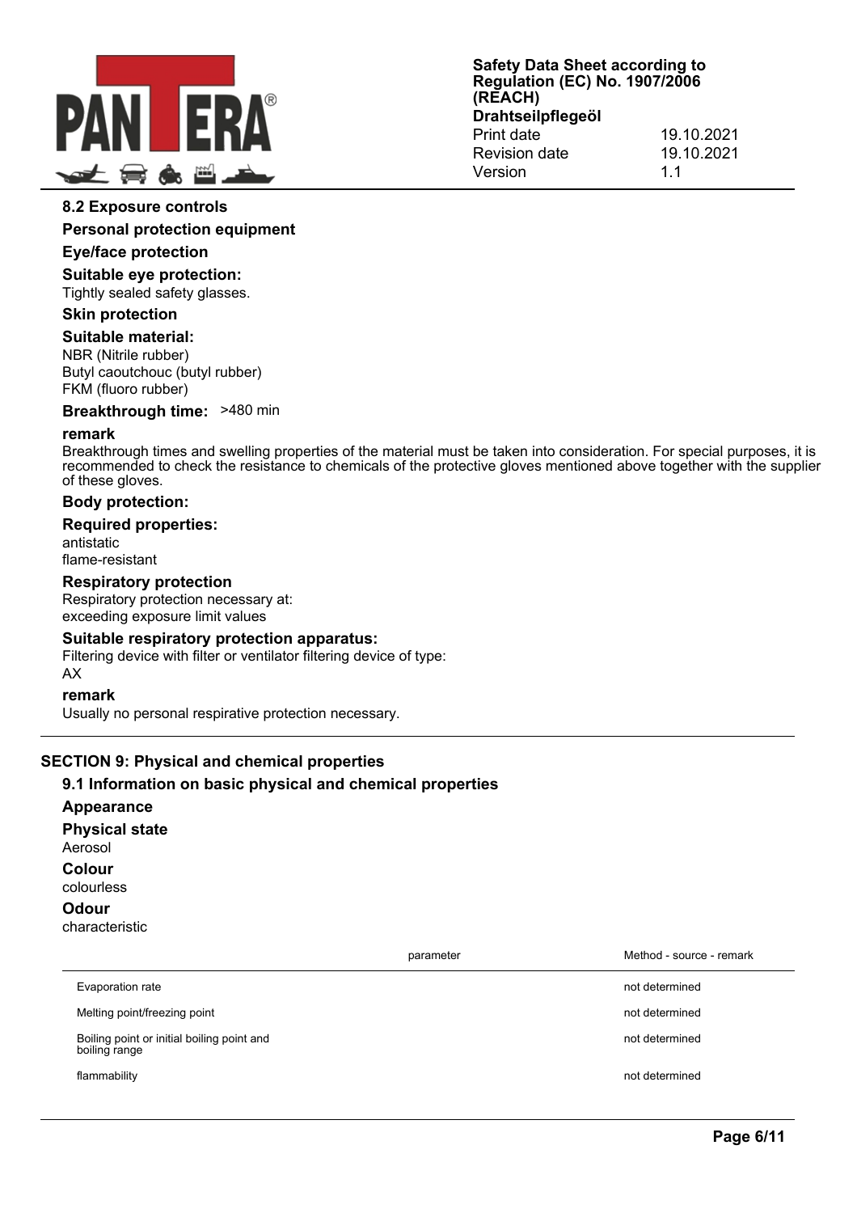### 8.2 Exposure controls

#### Personal protection equipment

#### Eye/face protection

**Suitable eye protection:**

Tightly sealed safety glasses.

#### Skin protection

**Suitable material:**

NBR (Nitrile rubber)
Butyl caoutchouc (butyl rubber)
FKM (fluoro rubber)

**Breakthrough time:** >480 min

**remark**

Breakthrough times and swelling properties of the material must be taken into consideration. For special purposes, it is recommended to check the resistance to chemicals of the protective gloves mentioned above together with the supplier of these gloves.

**Body protection:**

**Required properties:**

antistatic
flame-resistant

#### Respiratory protection

Respiratory protection necessary at:
exceeding exposure limit values

**Suitable respiratory protection apparatus:**

Filtering device with filter or ventilator filtering device of type:
AX

**remark**

Usually no personal respirative protection necessary.

## SECTION 9: Physical and chemical properties

### 9.1 Information on basic physical and chemical properties

#### Appearance

**Physical state**

Aerosol

**Colour**

colourless

**Odour**

characteristic

| | parameter | Method - source - remark |
|---|---|---|
| Evaporation rate | | not determined |
| Melting point/freezing point | | not determined |
| Boiling point or initial boiling point and boiling range | | not determined |
| flammability | | not determined |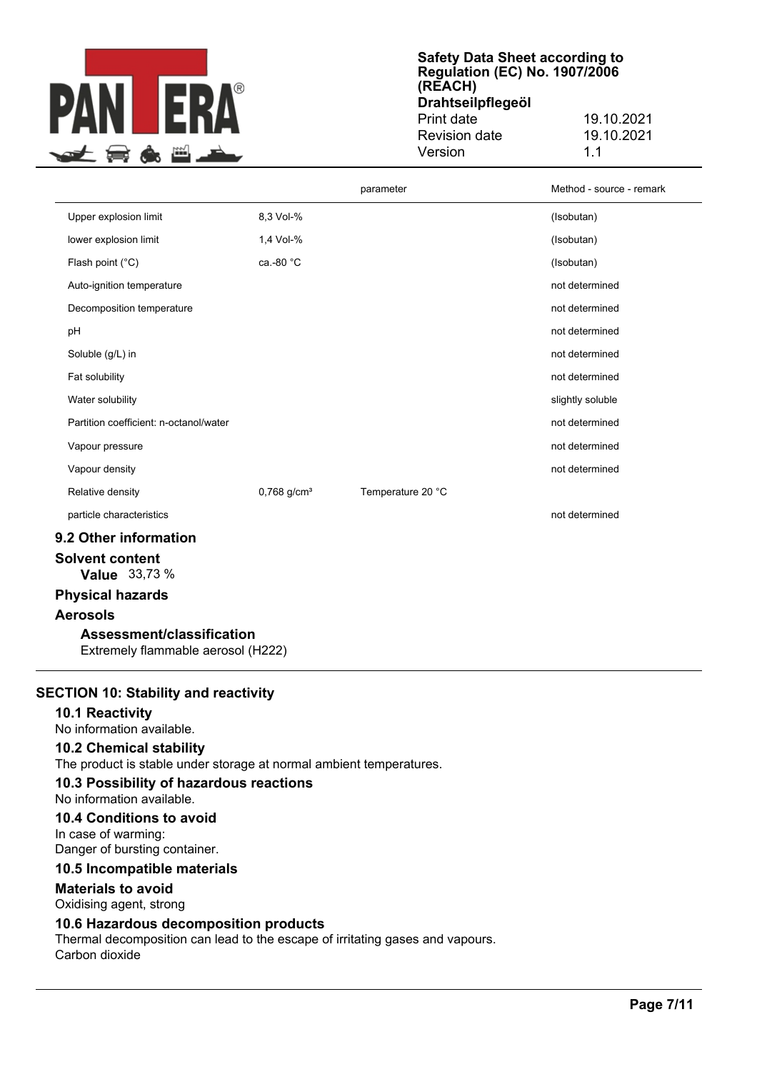| | | parameter | Method - source - remark |
|---|---|---|---|
| Upper explosion limit | 8,3 Vol-% | | (Isobutan) |
| lower explosion limit | 1,4 Vol-% | | (Isobutan) |
| Flash point (°C) | ca.-80 °C | | (Isobutan) |
| Auto-ignition temperature | | | not determined |
| Decomposition temperature | | | not determined |
| pH | | | not determined |
| Soluble (g/L) in | | | not determined |
| Fat solubility | | | not determined |
| Water solubility | | | slightly soluble |
| Partition coefficient: n-octanol/water | | | not determined |
| Vapour pressure | | | not determined |
| Vapour density | | | not determined |
| Relative density | 0,768 g/cm³ | Temperature 20 °C | |
| particle characteristics | | | not determined |

### 9.2 Other information

**Solvent content**

**Value** 33,73 %

**Physical hazards**

**Aerosols**

**Assessment/classification**

Extremely flammable aerosol (H222)

## SECTION 10: Stability and reactivity

### 10.1 Reactivity

No information available.

### 10.2 Chemical stability

The product is stable under storage at normal ambient temperatures.

### 10.3 Possibility of hazardous reactions

No information available.

### 10.4 Conditions to avoid

In case of warming:
Danger of bursting container.

### 10.5 Incompatible materials

**Materials to avoid**

Oxidising agent, strong

### 10.6 Hazardous decomposition products

Thermal decomposition can lead to the escape of irritating gases and vapours.
Carbon dioxide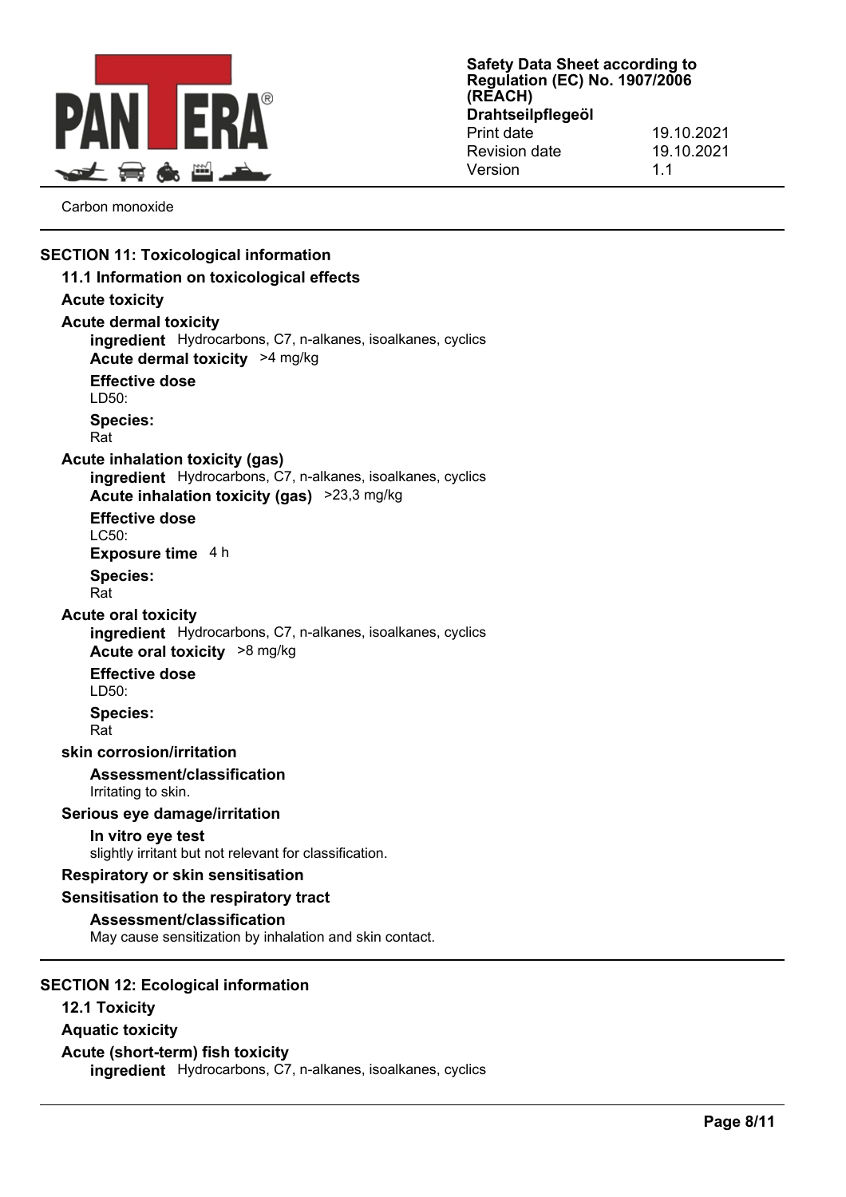Carbon monoxide

## SECTION 11: Toxicological information

### 11.1 Information on toxicological effects

**Acute toxicity**

**Acute dermal toxicity**

**ingredient** Hydrocarbons, C7, n-alkanes, isoalkanes, cyclics

**Acute dermal toxicity** >4 mg/kg

**Effective dose**

LD50:

**Species:**

Rat

**Acute inhalation toxicity (gas)**

**ingredient** Hydrocarbons, C7, n-alkanes, isoalkanes, cyclics

**Acute inhalation toxicity (gas)** >23,3 mg/kg

**Effective dose**

LC50:

**Exposure time** 4 h

**Species:**

Rat

**Acute oral toxicity**

**ingredient** Hydrocarbons, C7, n-alkanes, isoalkanes, cyclics

**Acute oral toxicity** >8 mg/kg

**Effective dose**

LD50:

**Species:**

Rat

**skin corrosion/irritation**

**Assessment/classification**

Irritating to skin.

**Serious eye damage/irritation**

**In vitro eye test**

slightly irritant but not relevant for classification.

**Respiratory or skin sensitisation**

**Sensitisation to the respiratory tract**

**Assessment/classification**

May cause sensitization by inhalation and skin contact.

## SECTION 12: Ecological information

### 12.1 Toxicity

**Aquatic toxicity**

**Acute (short-term) fish toxicity**

**ingredient** Hydrocarbons, C7, n-alkanes, isoalkanes, cyclics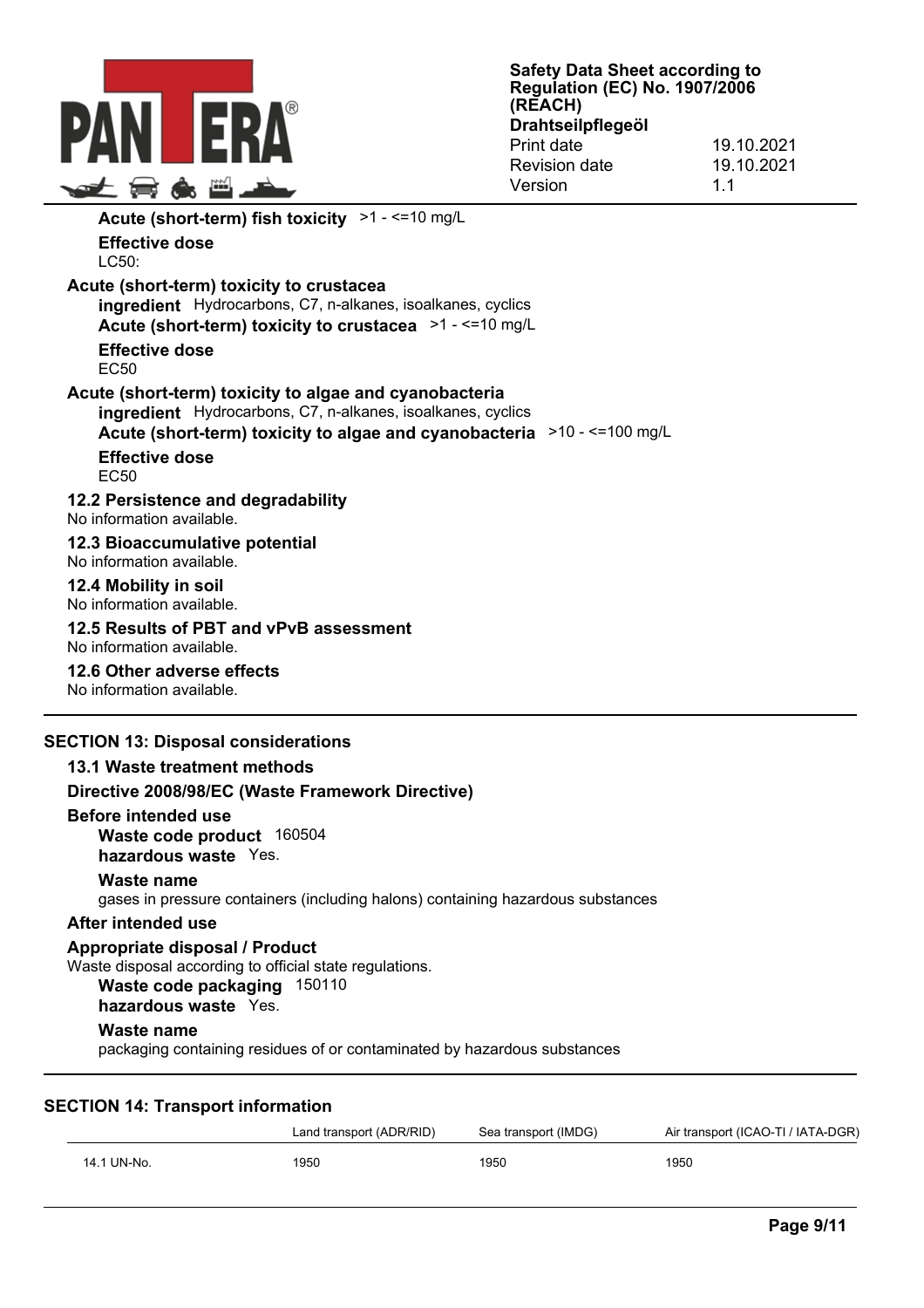**Acute (short-term) fish toxicity** >1 - <=10 mg/L

**Effective dose**
LC50:

**Acute (short-term) toxicity to crustacea**

**ingredient** Hydrocarbons, C7, n-alkanes, isoalkanes, cyclics

**Acute (short-term) toxicity to crustacea** >1 - <=10 mg/L

**Effective dose**
EC50

**Acute (short-term) toxicity to algae and cyanobacteria**

**ingredient** Hydrocarbons, C7, n-alkanes, isoalkanes, cyclics

**Acute (short-term) toxicity to algae and cyanobacteria** >10 - <=100 mg/L

**Effective dose**
EC50

### 12.2 Persistence and degradability
No information available.

### 12.3 Bioaccumulative potential
No information available.

### 12.4 Mobility in soil
No information available.

### 12.5 Results of PBT and vPvB assessment
No information available.

### 12.6 Other adverse effects
No information available.

## SECTION 13: Disposal considerations

### 13.1 Waste treatment methods

**Directive 2008/98/EC (Waste Framework Directive)**

**Before intended use**

**Waste code product** 160504

**hazardous waste** Yes.

**Waste name**
gases in pressure containers (including halons) containing hazardous substances

**After intended use**

**Appropriate disposal / Product**
Waste disposal according to official state regulations.

**Waste code packaging** 150110

**hazardous waste** Yes.

**Waste name**
packaging containing residues of or contaminated by hazardous substances

## SECTION 14: Transport information

| | Land transport (ADR/RID) | Sea transport (IMDG) | Air transport (ICAO-TI / IATA-DGR) |
|---|---|---|---|
| 14.1 UN-No. | 1950 | 1950 | 1950 |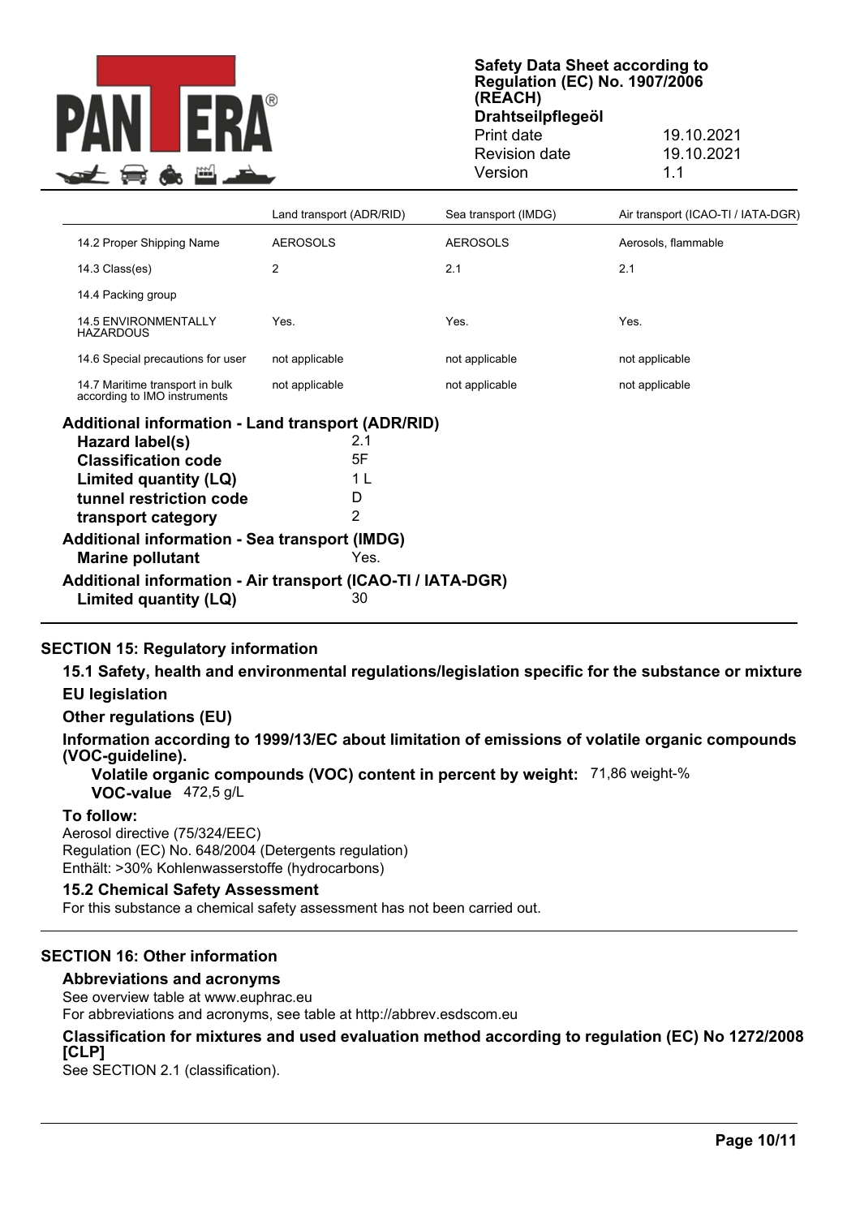| | Land transport (ADR/RID) | Sea transport (IMDG) | Air transport (ICAO-TI / IATA-DGR) |
|---|---|---|---|
| 14.2 Proper Shipping Name | AEROSOLS | AEROSOLS | Aerosols, flammable |
| 14.3 Class(es) | 2 | 2.1 | 2.1 |
| 14.4 Packing group | | | |
| 14.5 ENVIRONMENTALLY HAZARDOUS | Yes. | Yes. | Yes. |
| 14.6 Special precautions for user | not applicable | not applicable | not applicable |
| 14.7 Maritime transport in bulk according to IMO instruments | not applicable | not applicable | not applicable |

**Additional information - Land transport (ADR/RID)**

| | |
|---|---|
| **Hazard label(s)** | 2.1 |
| **Classification code** | 5F |
| **Limited quantity (LQ)** | 1 L |
| **tunnel restriction code** | D |
| **transport category** | 2 |

**Additional information - Sea transport (IMDG)**

| | |
|---|---|
| **Marine pollutant** | Yes. |

**Additional information - Air transport (ICAO-TI / IATA-DGR)**

| | |
|---|---|
| **Limited quantity (LQ)** | 30 |

## SECTION 15: Regulatory information

### 15.1 Safety, health and environmental regulations/legislation specific for the substance or mixture

**EU legislation**

**Other regulations (EU)**

**Information according to 1999/13/EC about limitation of emissions of volatile organic compounds (VOC-guideline).**

**Volatile organic compounds (VOC) content in percent by weight:** 71,86 weight-%

**VOC-value** 472,5 g/L

**To follow:**

Aerosol directive (75/324/EEC)
Regulation (EC) No. 648/2004 (Detergents regulation)
Enthält: >30% Kohlenwasserstoffe (hydrocarbons)

### 15.2 Chemical Safety Assessment

For this substance a chemical safety assessment has not been carried out.

## SECTION 16: Other information

**Abbreviations and acronyms**

See overview table at www.euphrac.eu
For abbreviations and acronyms, see table at http://abbrev.esdscom.eu

**Classification for mixtures and used evaluation method according to regulation (EC) No 1272/2008 [CLP]**

See SECTION 2.1 (classification).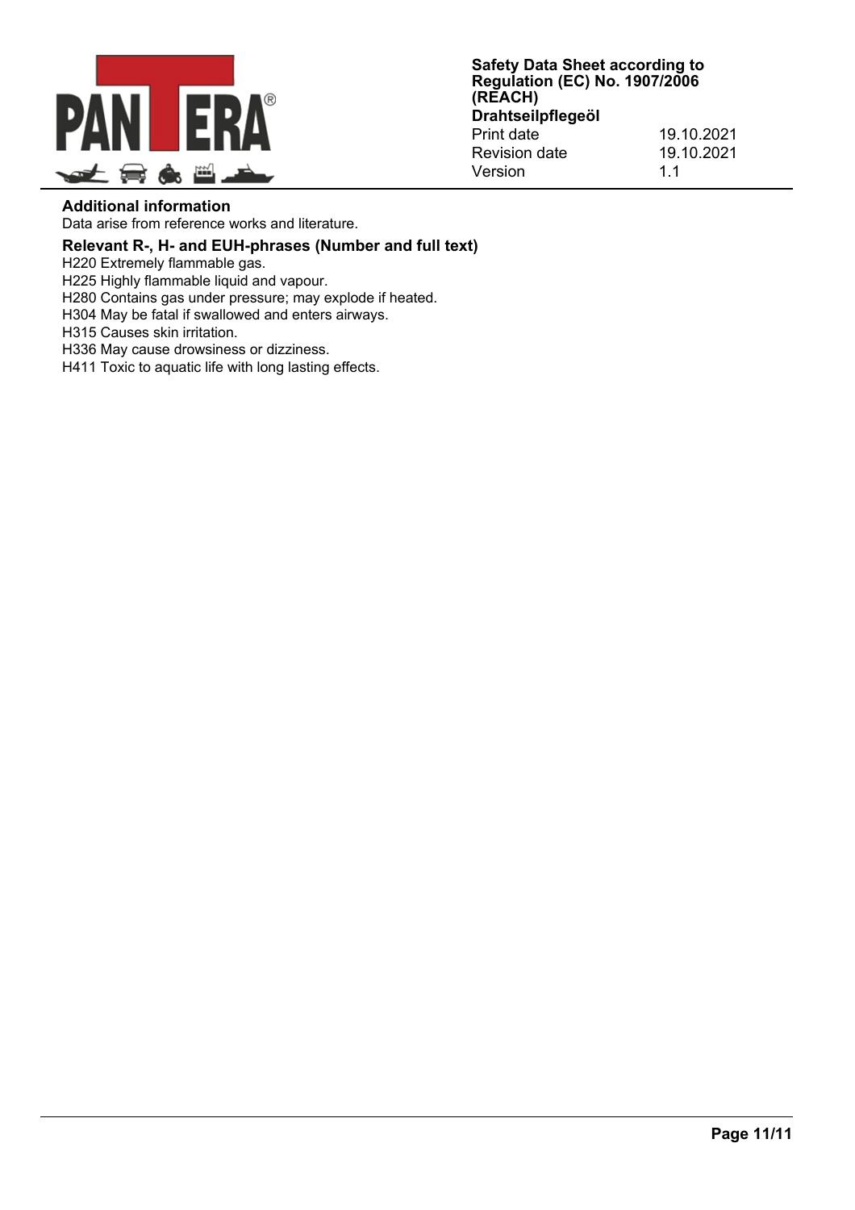### Additional information

Data arise from reference works and literature.

### Relevant R-, H- and EUH-phrases (Number and full text)

H220 Extremely flammable gas.
H225 Highly flammable liquid and vapour.
H280 Contains gas under pressure; may explode if heated.
H304 May be fatal if swallowed and enters airways.
H315 Causes skin irritation.
H336 May cause drowsiness or dizziness.
H411 Toxic to aquatic life with long lasting effects.